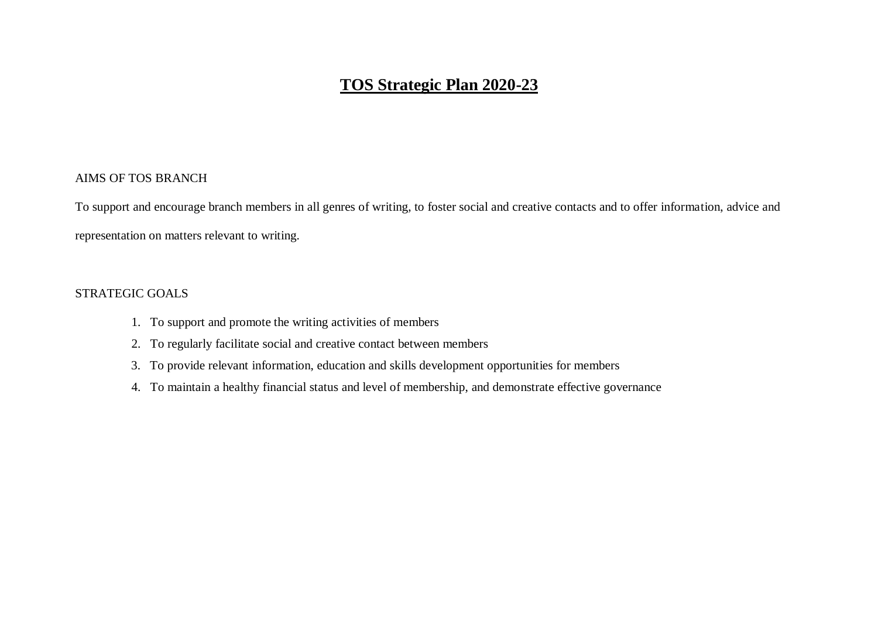# TOS Strategic Plan 2020-23

AIMS OF TOS BRANCH

To support and encourage branch members in all genres of writing, to foster social and creative contacts and to offer information, advice and representation on matters relevant to writing.

STRATEGIC GOALS

1. To support and promote the writing activities of members
2. To regularly facilitate social and creative contact between members
3. To provide relevant information, education and skills development opportunities for members
4. To maintain a healthy financial status and level of membership, and demonstrate effective governance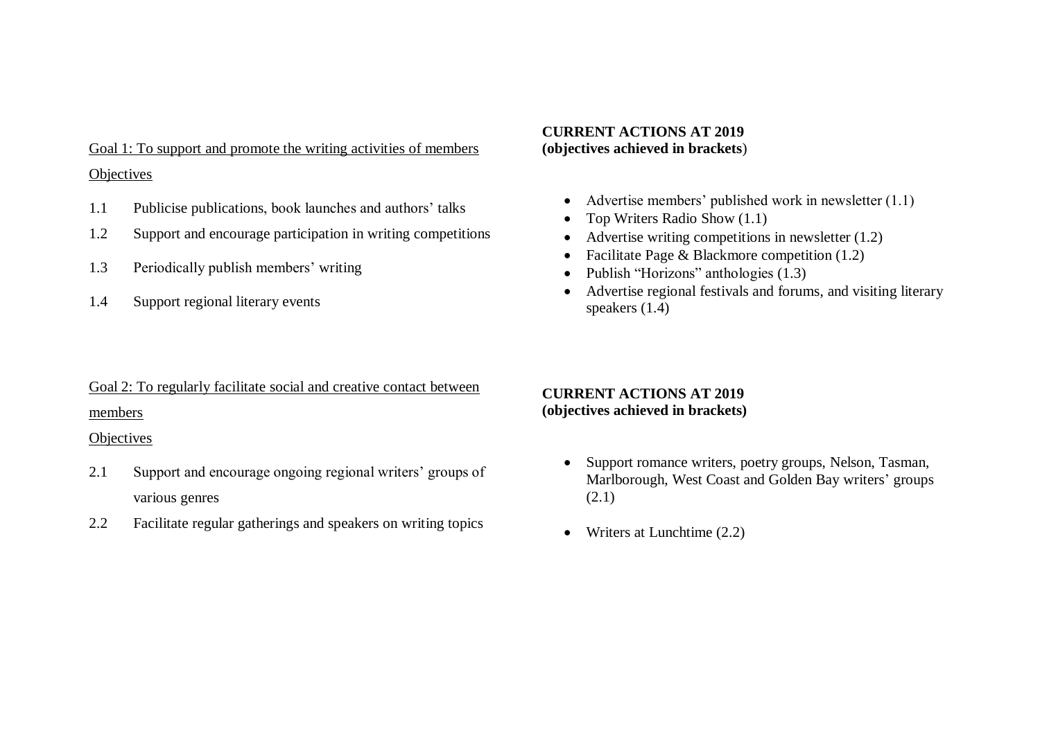Goal 1: To support and promote the writing activities of members

Objectives

1.1 Publicise publications, book launches and authors' talks

1.2 Support and encourage participation in writing competitions

1.3 Periodically publish members' writing

1.4 Support regional literary events

**CURRENT ACTIONS AT 2019**
**(objectives achieved in brackets**)

- Advertise members' published work in newsletter (1.1)
- Top Writers Radio Show (1.1)
- Advertise writing competitions in newsletter (1.2)
- Facilitate Page & Blackmore competition (1.2)
- Publish "Horizons" anthologies (1.3)
- Advertise regional festivals and forums, and visiting literary speakers (1.4)

Goal 2: To regularly facilitate social and creative contact between members

Objectives

2.1 Support and encourage ongoing regional writers' groups of various genres

2.2 Facilitate regular gatherings and speakers on writing topics

**CURRENT ACTIONS AT 2019**
**(objectives achieved in brackets)**

- Support romance writers, poetry groups, Nelson, Tasman, Marlborough, West Coast and Golden Bay writers' groups (2.1)
- Writers at Lunchtime (2.2)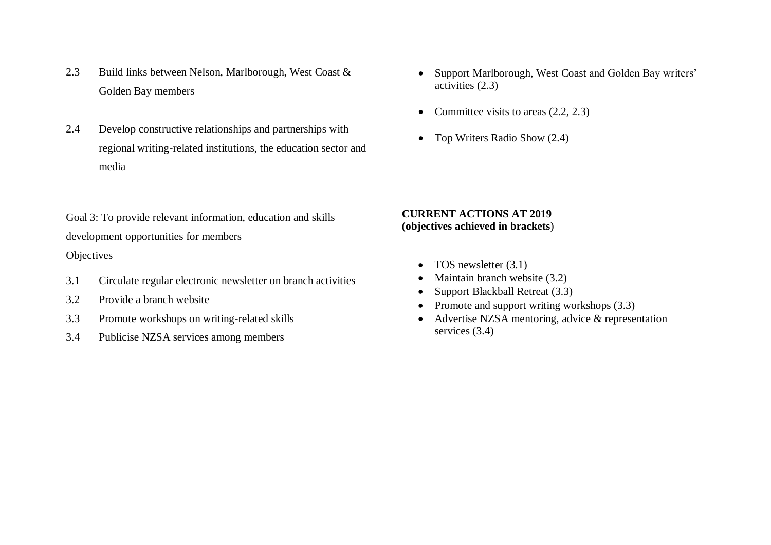2.3 Build links between Nelson, Marlborough, West Coast & Golden Bay members

2.4 Develop constructive relationships and partnerships with regional writing-related institutions, the education sector and media

- Support Marlborough, West Coast and Golden Bay writers' activities (2.3)
- Committee visits to areas (2.2, 2.3)
- Top Writers Radio Show (2.4)

<u>Goal 3: To provide relevant information, education and skills development opportunities for members</u>

<u>Objectives</u>

3.1 Circulate regular electronic newsletter on branch activities

3.2 Provide a branch website

3.3 Promote workshops on writing-related skills

3.4 Publicise NZSA services among members

**CURRENT ACTIONS AT 2019**
**(objectives achieved in brackets**)

- TOS newsletter (3.1)
- Maintain branch website (3.2)
- Support Blackball Retreat (3.3)
- Promote and support writing workshops (3.3)
- Advertise NZSA mentoring, advice & representation services (3.4)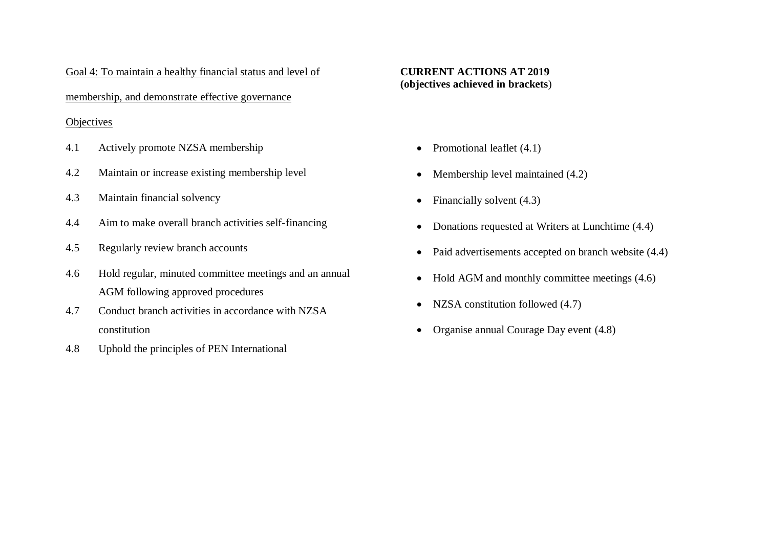<u>Goal 4: To maintain a healthy financial status and level of membership, and demonstrate effective governance</u>

<u>Objectives</u>

4.1 Actively promote NZSA membership

4.2 Maintain or increase existing membership level

4.3 Maintain financial solvency

4.4 Aim to make overall branch activities self-financing

4.5 Regularly review branch accounts

4.6 Hold regular, minuted committee meetings and an annual AGM following approved procedures

4.7 Conduct branch activities in accordance with NZSA constitution

4.8 Uphold the principles of PEN International

**CURRENT ACTIONS AT 2019**
**(objectives achieved in brackets)**

- Promotional leaflet (4.1)
- Membership level maintained (4.2)
- Financially solvent (4.3)
- Donations requested at Writers at Lunchtime (4.4)
- Paid advertisements accepted on branch website (4.4)
- Hold AGM and monthly committee meetings (4.6)
- NZSA constitution followed (4.7)
- Organise annual Courage Day event (4.8)